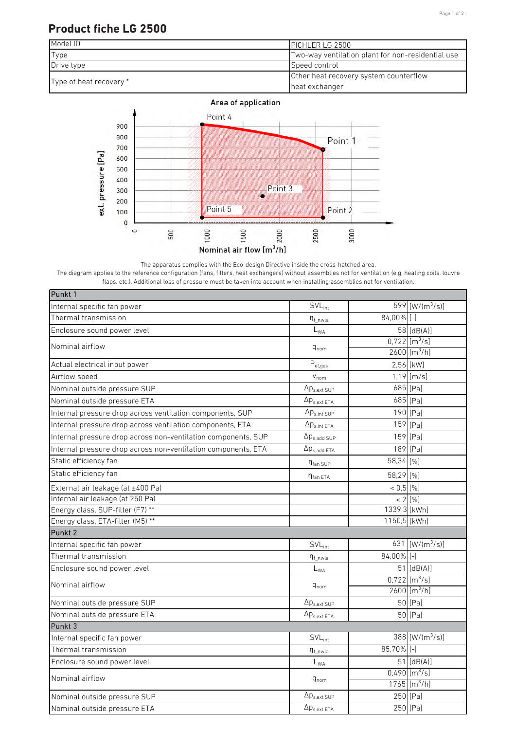# Product fiche LG 2500

| | |
|---|---|
| Model ID | PICHLER LG 2500 |
| Type | Two-way ventilation plant for non-residential use |
| Drive type | Speed control |
| Type of heat recovery * | Other heat recovery system counterflow heat exchanger |

Area of application

Point 4
Point 1
Point 3
Point 5
Point 2

ext. pressure [Pa]

900
800
700
600
500
400
300
200
100
0

0
500
1000
1500
2000
2500
3000

Nominal air flow [m³/h]

The apparatus complies with the Eco-design Directive inside the cross-hatched area.
The diagram applies to the reference configuration (fans, filters, heat exchangers) without assemblies not for ventilation (e.g. heating coils, louvre flaps, etc.). Additional loss of pressure must be taken into account when installing assemblies not for ventilation.

| Punkt 1 | | | |
|---|---|---|---|
| Internal specific fan power | $SVL_{int}$ | 599 | [W/(m³/s)] |
| Thermal transmission | $\eta_{t\_nwla}$ | 84,00% | [-] |
| Enclosure sound power level | $L_{WA}$ | 58 | [dB(A)] |
| Nominal airflow | $q_{nom}$ | 0,722 | [m³/s] |
| | | 2600 | [m³/h] |
| Actual electrical input power | $P_{el,ges}$ | 2,56 | [kW] |
| Airflow speed | $v_{nom}$ | 1,19 | [m/s] |
| Nominal outside pressure SUP | $\Delta p_{s,ext\ SUP}$ | 685 | [Pa] |
| Nominal outside pressure ETA | $\Delta p_{s,ext\ ETA}$ | 685 | [Pa] |
| Internal pressure drop across ventilation components, SUP | $\Delta p_{s,int\ SUP}$ | 190 | [Pa] |
| Internal pressure drop across ventilation components, ETA | $\Delta p_{s,int\ ETA}$ | 159 | [Pa] |
| Internal pressure drop across non-ventilation components, SUP | $\Delta p_{s,add\ SUP}$ | 159 | [Pa] |
| Internal pressure drop across non-ventilation components, ETA | $\Delta p_{s,add\ ETA}$ | 189 | [Pa] |
| Static efficiency fan | $\eta_{fan\ SUP}$ | 58,34 | [%] |
| Static efficiency fan | $\eta_{fan\ ETA}$ | 58,29 | [%] |
| External air leakage (at ±400 Pa) | | < 0,5 | [%] |
| Internal air leakage (at 250 Pa) | | < 2 | [%] |
| Energy class, SUP-filter (F7) ** | | 1339,3 | [kWh] |
| Energy class, ETA-filter (M5) ** | | 1150,5 | [kWh] |
| **Punkt 2** | | | |
| Internal specific fan power | $SVL_{int}$ | 631 | [W/(m³/s)] |
| Thermal transmission | $\eta_{t\_nwla}$ | 84,00% | [-] |
| Enclosure sound power level | $L_{WA}$ | 51 | [dB(A)] |
| Nominal airflow | $q_{nom}$ | 0,722 | [m³/s] |
| | | 2600 | [m³/h] |
| Nominal outside pressure SUP | $\Delta p_{s,ext\ SUP}$ | 50 | [Pa] |
| Nominal outside pressure ETA | $\Delta p_{s,ext\ ETA}$ | 50 | [Pa] |
| **Punkt 3** | | | |
| Internal specific fan power | $SVL_{int}$ | 388 | [W/(m³/s)] |
| Thermal transmission | $\eta_{t\_nwla}$ | 85,70% | [-] |
| Enclosure sound power level | $L_{WA}$ | 51 | [dB(A)] |
| Nominal airflow | $q_{nom}$ | 0,490 | [m³/s] |
| | | 1765 | [m³/h] |
| Nominal outside pressure SUP | $\Delta p_{s,ext\ SUP}$ | 250 | [Pa] |
| Nominal outside pressure ETA | $\Delta p_{s,ext\ ETA}$ | 250 | [Pa] |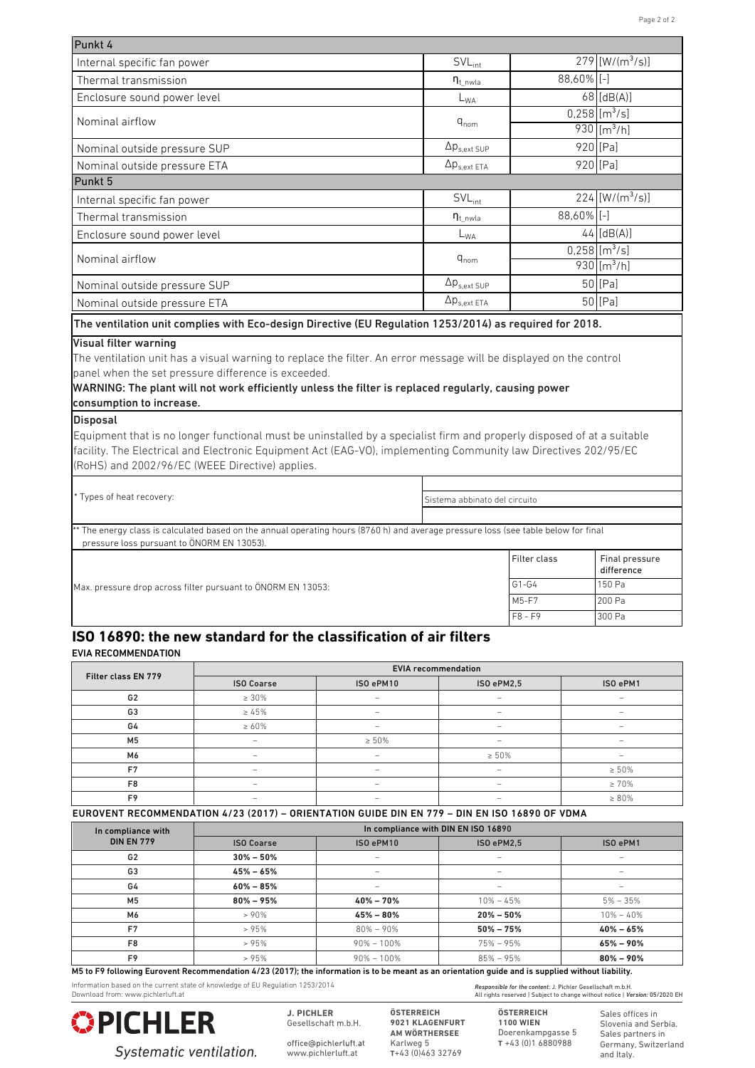| Punkt 4 | | | |
|---|---|---|---|
| Internal specific fan power | $SVL_{int}$ | 279 | [W/(m³/s)] |
| Thermal transmission | $\eta_{t\_nwla}$ | 88,60% | [-] |
| Enclosure sound power level | $L_{WA}$ | 68 | [dB(A)] |
| Nominal airflow | $q_{nom}$ | 0,258 | [m³/s] |
| | | 930 | [m³/h] |
| Nominal outside pressure SUP | $\Delta p_{s,ext\ SUP}$ | 920 | [Pa] |
| Nominal outside pressure ETA | $\Delta p_{s,ext\ ETA}$ | 920 | [Pa] |
| **Punkt 5** | | | |
| Internal specific fan power | $SVL_{int}$ | 224 | [W/(m³/s)] |
| Thermal transmission | $\eta_{t\_nwla}$ | 88,60% | [-] |
| Enclosure sound power level | $L_{WA}$ | 44 | [dB(A)] |
| Nominal airflow | $q_{nom}$ | 0,258 | [m³/s] |
| | | 930 | [m³/h] |
| Nominal outside pressure SUP | $\Delta p_{s,ext\ SUP}$ | 50 | [Pa] |
| Nominal outside pressure ETA | $\Delta p_{s,ext\ ETA}$ | 50 | [Pa] |

**The ventilation unit complies with Eco-design Directive (EU Regulation 1253/2014) as required for 2018.**

**Visual filter warning**

The ventilation unit has a visual warning to replace the filter. An error message will be displayed on the control panel when the set pressure difference is exceeded.

**WARNING: The plant will not work efficiently unless the filter is replaced regularly, causing power consumption to increase.**

**Disposal**

Equipment that is no longer functional must be uninstalled by a specialist firm and properly disposed of at a suitable facility. The Electrical and Electronic Equipment Act (EAG-VO), implementing Community law Directives 202/95/EC (RoHS) and 2002/96/EC (WEEE Directive) applies.

\* Types of heat recovery: Sistema abbinato del circuito

\*\* The energy class is calculated based on the annual operating hours (8760 h) and average pressure loss (see table below for final pressure loss pursuant to ÖNORM EN 13053).

| | Filter class | Final pressure difference |
|---|---|---|
| Max. pressure drop across filter pursuant to ÖNORM EN 13053: | G1-G4 | 150 Pa |
| | M5-F7 | 200 Pa |
| | F8 - F9 | 300 Pa |

## ISO 16890: the new standard for the classification of air filters

**EVIA RECOMMENDATION**

| Filter class EN 779 | EVIA recommendation | | | |
|---|---|---|---|---|
| | ISO Coarse | ISO ePM10 | ISO ePM2,5 | ISO ePM1 |
| G2 | ≥ 30% | – | – | – |
| G3 | ≥ 45% | – | – | – |
| G4 | ≥ 60% | – | – | – |
| M5 | – | ≥ 50% | – | – |
| M6 | – | – | ≥ 50% | – |
| F7 | – | – | – | ≥ 50% |
| F8 | – | – | – | ≥ 70% |
| F9 | – | – | – | ≥ 80% |

**EUROVENT RECOMMENDATION 4/23 (2017) – ORIENTATION GUIDE DIN EN 779 – DIN EN ISO 16890 OF VDMA**

| In compliance with DIN EN 779 | In compliance with DIN EN ISO 16890 | | | |
|---|---|---|---|---|
| | ISO Coarse | ISO ePM10 | ISO ePM2,5 | ISO ePM1 |
| G2 | **30% – 50%** | – | – | – |
| G3 | **45% – 65%** | – | – | – |
| G4 | **60% – 85%** | – | – | – |
| M5 | **80% – 95%** | **40% – 70%** | 10% – 45% | 5% – 35% |
| M6 | > 90% | **45% – 80%** | **20% – 50%** | 10% – 40% |
| F7 | > 95% | 80% – 90% | **50% – 75%** | **40% – 65%** |
| F8 | > 95% | 90% – 100% | 75% – 95% | **65% – 90%** |
| F9 | > 95% | 90% – 100% | 85% – 95% | **80% – 90%** |

**M5 to F9 following Eurovent Recommendation 4/23 (2017); the information is to be meant as an orientation guide and is supplied without liability.**

Information based on the current state of knowledge of EU Regulation 1253/2014
Download from: www.pichlerluft.at

*Responsible for the content:* J. Pichler Gesellschaft m.b.H.
All rights reserved | Subject to change without notice | *Version:* 05/2020 EH

**PICHLER**
*Systematic ventilation.*

**J. PICHLER**
Gesellschaft m.b.H.
office@pichlerluft.at
www.pichlerluft.at

**ÖSTERREICH**
**9021 KLAGENFURT AM WÖRTHERSEE**
Karlweg 5
T +43 (0)463 32769

**ÖSTERREICH**
**1100 WIEN**
Doerenkampgasse 5
T +43 (0)1 6880988

Sales offices in Slovenia and Serbia.
Sales partners in Germany, Switzerland and Italy.